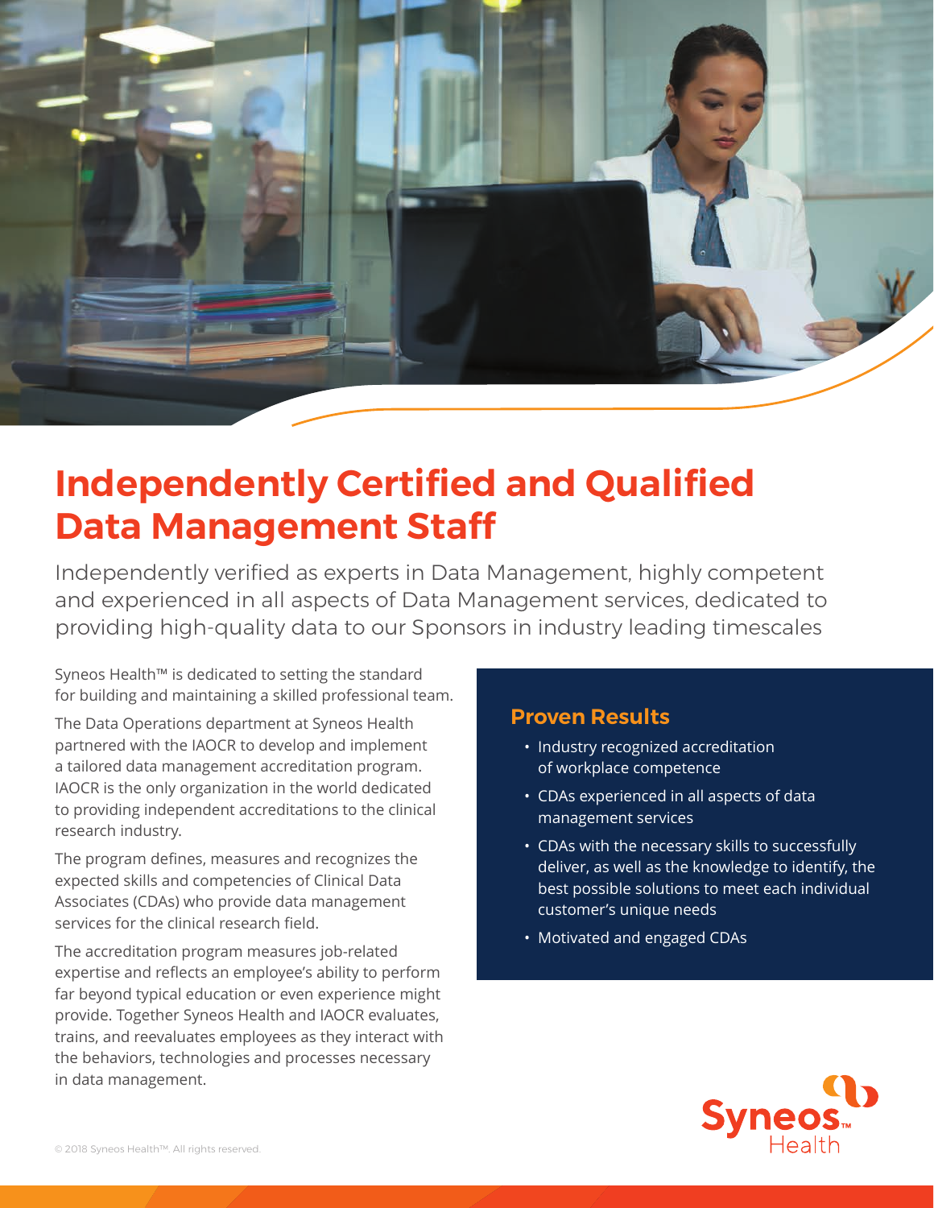# Independently Certified and Qualified Data Management Staff

Independently verified as experts in Data Management, highly competent and experienced in all aspects of Data Management services, dedicated to providing high-quality data to our Sponsors in industry leading timescales

Syneos Health™ is dedicated to setting the standard for building and maintaining a skilled professional team.

The Data Operations department at Syneos Health partnered with the IAOCR to develop and implement a tailored data management accreditation program. IAOCR is the only organization in the world dedicated to providing independent accreditations to the clinical research industry.

The program defines, measures and recognizes the expected skills and competencies of Clinical Data Associates (CDAs) who provide data management services for the clinical research field.

The accreditation program measures job-related expertise and reflects an employee's ability to perform far beyond typical education or even experience might provide. Together Syneos Health and IAOCR evaluates, trains, and reevaluates employees as they interact with the behaviors, technologies and processes necessary in data management.

## Proven Results

- Industry recognized accreditation of workplace competence
- CDAs experienced in all aspects of data management services
- CDAs with the necessary skills to successfully deliver, as well as the knowledge to identify, the best possible solutions to meet each individual customer's unique needs
- Motivated and engaged CDAs

© 2018 Syneos Health™. All rights reserved.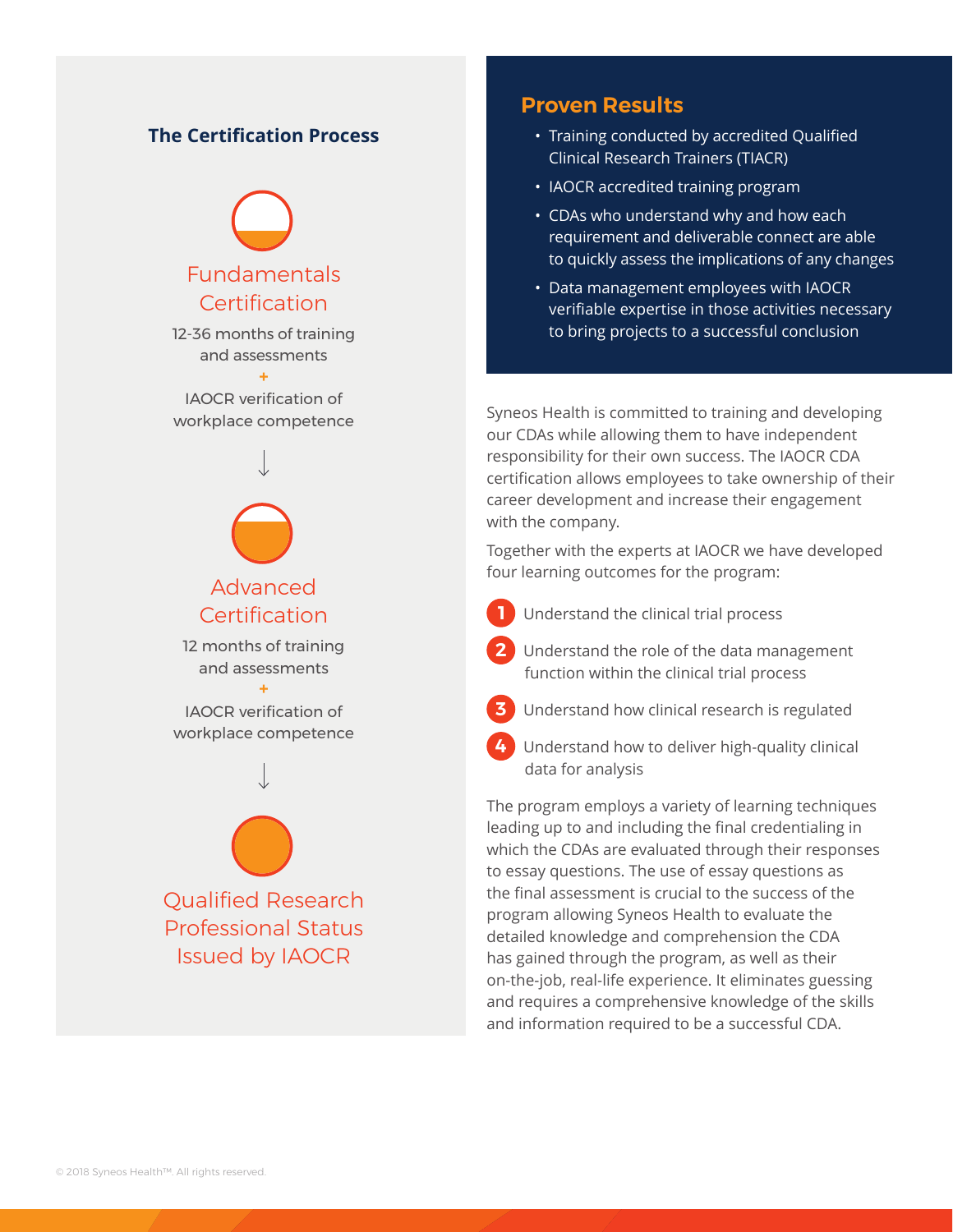## The Certification Process

### Fundamentals Certification

12-36 months of training and assessments

+

IAOCR verification of workplace competence

↓

### Advanced Certification

12 months of training and assessments

+

IAOCR verification of workplace competence

↓

### Qualified Research Professional Status Issued by IAOCR

## Proven Results

- Training conducted by accredited Qualified Clinical Research Trainers (TIACR)
- IAOCR accredited training program
- CDAs who understand why and how each requirement and deliverable connect are able to quickly assess the implications of any changes
- Data management employees with IAOCR verifiable expertise in those activities necessary to bring projects to a successful conclusion

Syneos Health is committed to training and developing our CDAs while allowing them to have independent responsibility for their own success. The IAOCR CDA certification allows employees to take ownership of their career development and increase their engagement with the company.

Together with the experts at IAOCR we have developed four learning outcomes for the program:

1. Understand the clinical trial process
2. Understand the role of the data management function within the clinical trial process
3. Understand how clinical research is regulated
4. Understand how to deliver high-quality clinical data for analysis

The program employs a variety of learning techniques leading up to and including the final credentialing in which the CDAs are evaluated through their responses to essay questions. The use of essay questions as the final assessment is crucial to the success of the program allowing Syneos Health to evaluate the detailed knowledge and comprehension the CDA has gained through the program, as well as their on-the-job, real-life experience. It eliminates guessing and requires a comprehensive knowledge of the skills and information required to be a successful CDA.

© 2018 Syneos Health™. All rights reserved.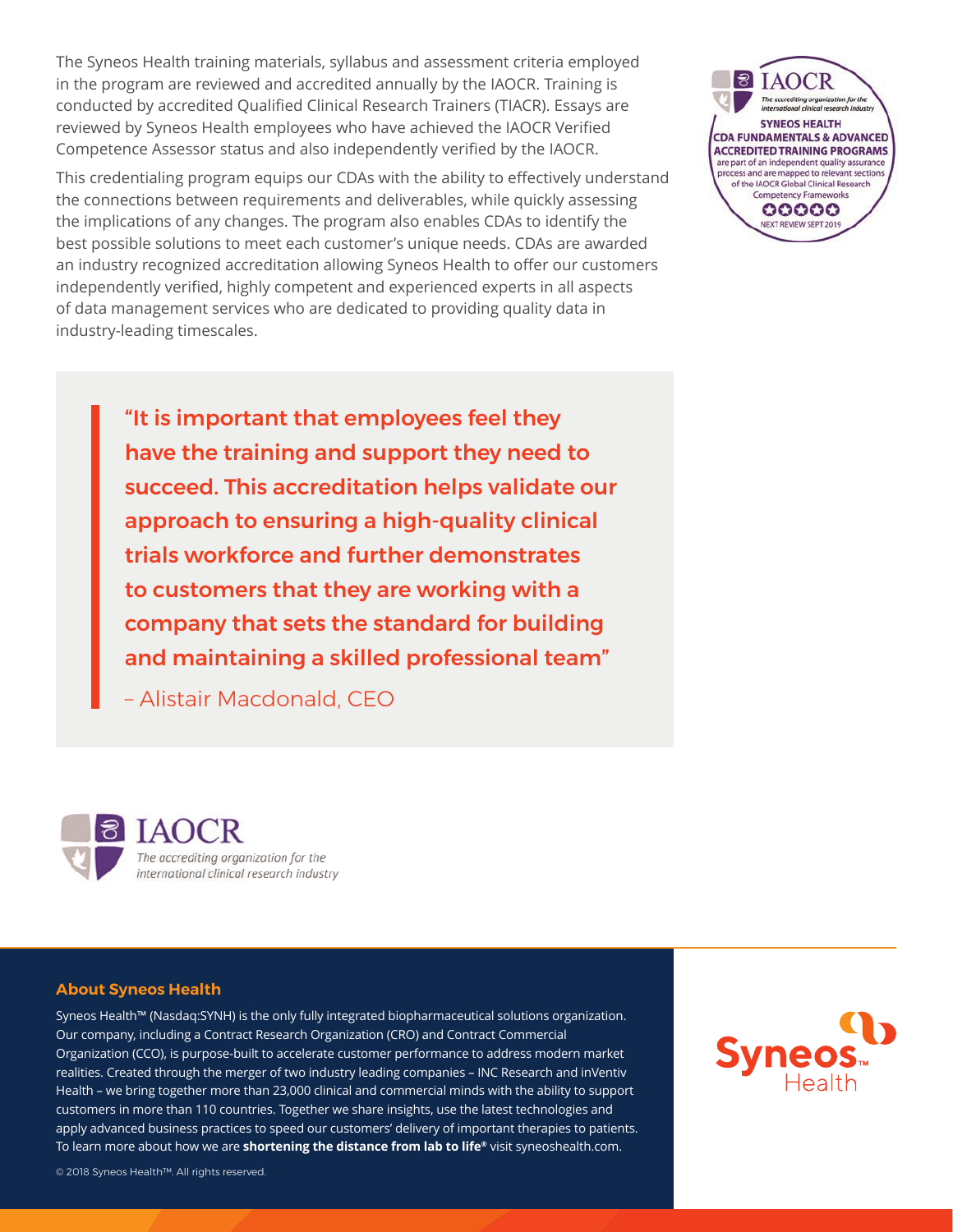The Syneos Health training materials, syllabus and assessment criteria employed in the program are reviewed and accredited annually by the IAOCR. Training is conducted by accredited Qualified Clinical Research Trainers (TIACR). Essays are reviewed by Syneos Health employees who have achieved the IAOCR Verified Competence Assessor status and also independently verified by the IAOCR.

This credentialing program equips our CDAs with the ability to effectively understand the connections between requirements and deliverables, while quickly assessing the implications of any changes. The program also enables CDAs to identify the best possible solutions to meet each customer's unique needs. CDAs are awarded an industry recognized accreditation allowing Syneos Health to offer our customers independently verified, highly competent and experienced experts in all aspects of data management services who are dedicated to providing quality data in industry-leading timescales.

IAOCR
*The accrediting organization for the international clinical research industry*
SYNEOS HEALTH
CDA FUNDAMENTALS & ADVANCED ACCREDITED TRAINING PROGRAMS
are part of an independent quality assurance process and are mapped to relevant sections of the IAOCR Global Clinical Research Competency Frameworks
NEXT REVIEW SEPT 2019

> "It is important that employees feel they have the training and support they need to succeed. This accreditation helps validate our approach to ensuring a high-quality clinical trials workforce and further demonstrates to customers that they are working with a company that sets the standard for building and maintaining a skilled professional team"
>
> – Alistair Macdonald, CEO

IAOCR
*The accrediting organization for the international clinical research industry*

## About Syneos Health

Syneos Health™ (Nasdaq:SYNH) is the only fully integrated biopharmaceutical solutions organization. Our company, including a Contract Research Organization (CRO) and Contract Commercial Organization (CCO), is purpose-built to accelerate customer performance to address modern market realities. Created through the merger of two industry leading companies – INC Research and inVentiv Health – we bring together more than 23,000 clinical and commercial minds with the ability to support customers in more than 110 countries. Together we share insights, use the latest technologies and apply advanced business practices to speed our customers' delivery of important therapies to patients. To learn more about how we are **shortening the distance from lab to life®** visit syneoshealth.com.

Syneos Health

© 2018 Syneos Health™. All rights reserved.